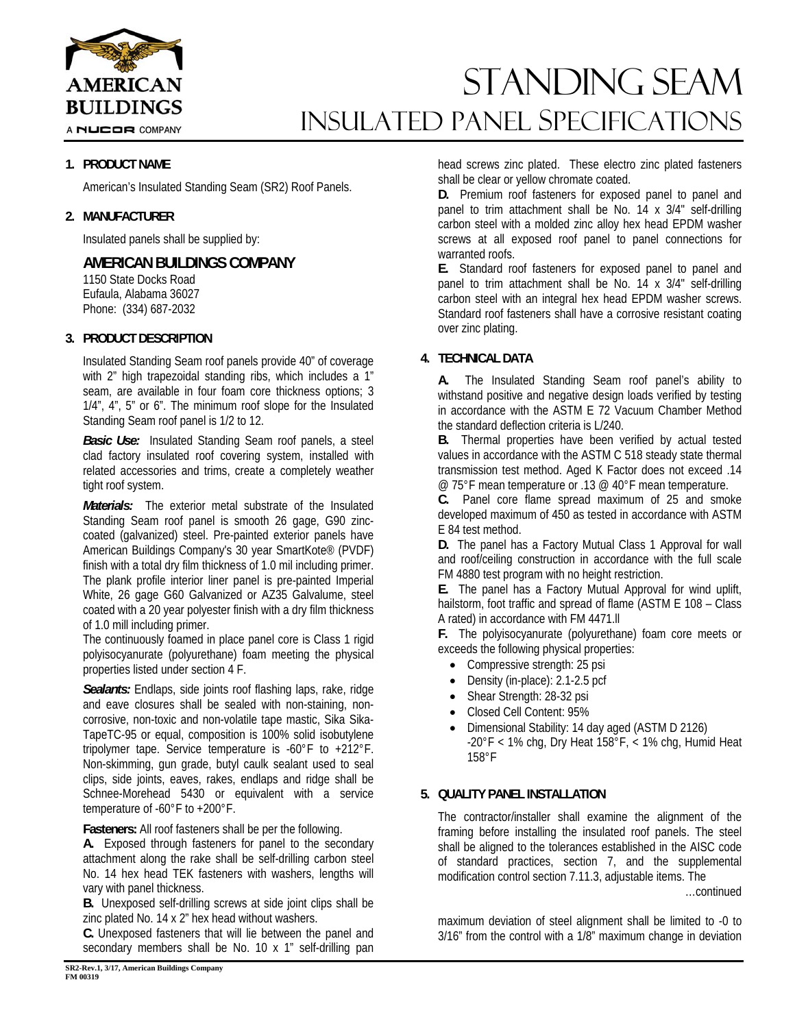# STANDING SEAM
## INSULATED PANEL SPECIFICATIONS

AMERICAN BUILDINGS
A NUCOR COMPANY

### 1. PRODUCT NAME

American's Insulated Standing Seam (SR2) Roof Panels.

### 2. MANUFACTURER

Insulated panels shall be supplied by:

**AMERICAN BUILDINGS COMPANY**
1150 State Docks Road
Eufaula, Alabama 36027
Phone: (334) 687-2032

### 3. PRODUCT DESCRIPTION

Insulated Standing Seam roof panels provide 40" of coverage with 2" high trapezoidal standing ribs, which includes a 1" seam, are available in four foam core thickness options; 3 1/4", 4", 5" or 6". The minimum roof slope for the Insulated Standing Seam roof panel is 1/2 to 12.

***Basic Use:*** Insulated Standing Seam roof panels, a steel clad factory insulated roof covering system, installed with related accessories and trims, create a completely weather tight roof system.

***Materials:*** The exterior metal substrate of the Insulated Standing Seam roof panel is smooth 26 gage, G90 zinc-coated (galvanized) steel. Pre-painted exterior panels have American Buildings Company's 30 year SmartKote® (PVDF) finish with a total dry film thickness of 1.0 mil including primer. The plank profile interior liner panel is pre-painted Imperial White, 26 gage G60 Galvanized or AZ35 Galvalume, steel coated with a 20 year polyester finish with a dry film thickness of 1.0 mill including primer.

The continuously foamed in place panel core is Class 1 rigid polyisocyanurate (polyurethane) foam meeting the physical properties listed under section 4 F.

***Sealants:*** Endlaps, side joints roof flashing laps, rake, ridge and eave closures shall be sealed with non-staining, non-corrosive, non-toxic and non-volatile tape mastic, Sika Sika-TapeTC-95 or equal, composition is 100% solid isobutylene tripolymer tape. Service temperature is -60°F to +212°F. Non-skimming, gun grade, butyl caulk sealant used to seal clips, side joints, eaves, rakes, endlaps and ridge shall be Schnee-Morehead 5430 or equivalent with a service temperature of -60°F to +200°F.

**Fasteners:** All roof fasteners shall be per the following.

**A.** Exposed through fasteners for panel to the secondary attachment along the rake shall be self-drilling carbon steel No. 14 hex head TEK fasteners with washers, lengths will vary with panel thickness.

**B.** Unexposed self-drilling screws at side joint clips shall be zinc plated No. 14 x 2" hex head without washers.

**C.** Unexposed fasteners that will lie between the panel and secondary members shall be No. 10 x 1" self-drilling pan head screws zinc plated. These electro zinc plated fasteners shall be clear or yellow chromate coated.

**D.** Premium roof fasteners for exposed panel to panel and panel to trim attachment shall be No. 14 x 3/4" self-drilling carbon steel with a molded zinc alloy hex head EPDM washer screws at all exposed roof panel to panel connections for warranted roofs.

**E.** Standard roof fasteners for exposed panel to panel and panel to trim attachment shall be No. 14 x 3/4" self-drilling carbon steel with an integral hex head EPDM washer screws. Standard roof fasteners shall have a corrosive resistant coating over zinc plating.

### 4. TECHNICAL DATA

**A.** The Insulated Standing Seam roof panel's ability to withstand positive and negative design loads verified by testing in accordance with the ASTM E 72 Vacuum Chamber Method the standard deflection criteria is L/240.

**B.** Thermal properties have been verified by actual tested values in accordance with the ASTM C 518 steady state thermal transmission test method. Aged K Factor does not exceed .14 @ 75°F mean temperature or .13 @ 40°F mean temperature.

**C.** Panel core flame spread maximum of 25 and smoke developed maximum of 450 as tested in accordance with ASTM E 84 test method.

**D.** The panel has a Factory Mutual Class 1 Approval for wall and roof/ceiling construction in accordance with the full scale FM 4880 test program with no height restriction.

**E.** The panel has a Factory Mutual Approval for wind uplift, hailstorm, foot traffic and spread of flame (ASTM E 108 – Class A rated) in accordance with FM 4471.ll

**F.** The polyisocyanurate (polyurethane) foam core meets or exceeds the following physical properties:

- Compressive strength: 25 psi
- Density (in-place): 2.1-2.5 pcf
- Shear Strength: 28-32 psi
- Closed Cell Content: 95%
- Dimensional Stability: 14 day aged (ASTM D 2126) -20°F < 1% chg, Dry Heat 158°F, < 1% chg, Humid Heat 158°F

### 5. QUALITY PANEL INSTALLATION

The contractor/installer shall examine the alignment of the framing before installing the insulated roof panels. The steel shall be aligned to the tolerances established in the AISC code of standard practices, section 7, and the supplemental modification control section 7.11.3, adjustable items. The

…continued

maximum deviation of steel alignment shall be limited to -0 to 3/16" from the control with a 1/8" maximum change in deviation

SR2-Rev.1, 3/17, American Buildings Company
FM 00319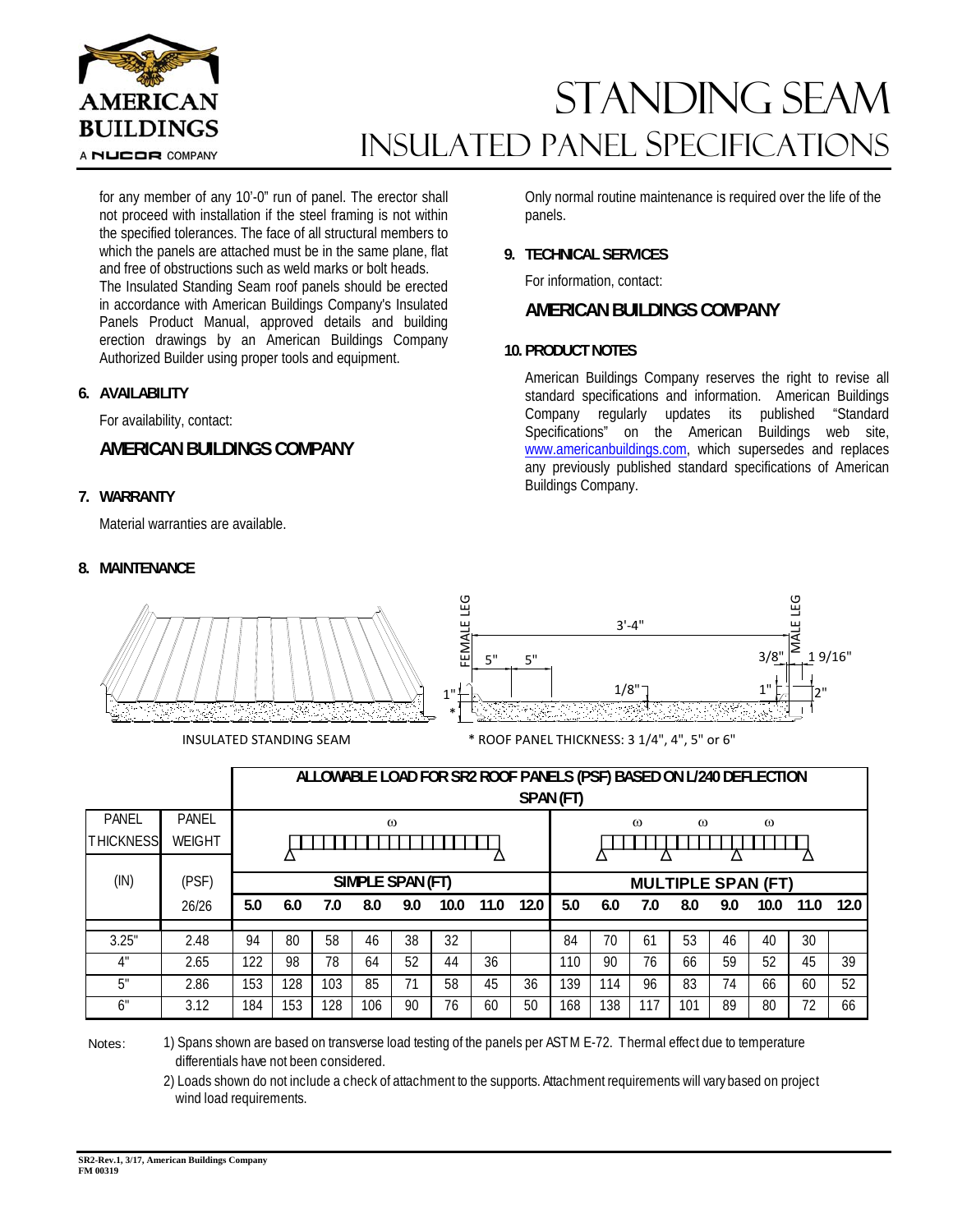# STANDING SEAM
## INSULATED PANEL SPECIFICATIONS

for any member of any 10'-0" run of panel. The erector shall not proceed with installation if the steel framing is not within the specified tolerances. The face of all structural members to which the panels are attached must be in the same plane, flat and free of obstructions such as weld marks or bolt heads.

The Insulated Standing Seam roof panels should be erected in accordance with American Buildings Company's Insulated Panels Product Manual, approved details and building erection drawings by an American Buildings Company Authorized Builder using proper tools and equipment.

### 6. AVAILABILITY

For availability, contact:

**AMERICAN BUILDINGS COMPANY**

### 7. WARRANTY

Material warranties are available.

### 8. MAINTENANCE

Only normal routine maintenance is required over the life of the panels.

### 9. TECHNICAL SERVICES

For information, contact:

**AMERICAN BUILDINGS COMPANY**

### 10. PRODUCT NOTES

American Buildings Company reserves the right to revise all standard specifications and information. American Buildings Company regularly updates its published "Standard Specifications" on the American Buildings web site, www.americanbuildings.com, which supersedes and replaces any previously published standard specifications of American Buildings Company.

FEMALE LEG
MALE LEG
3'-4"
5"
5"
3/8"
1 9/16"
1"
1/8"
1"
2"
*

INSULATED STANDING SEAM

* ROOF PANEL THICKNESS: 3 1/4", 4", 5" or 6"

| PANEL THICKNESS | PANEL WEIGHT | ALLOWABLE LOAD FOR SR2 ROOF PANELS (PSF) BASED ON L/240 DEFLECTION SPAN (FT) | | | | | | | | | | | | | | | |
|---|---|---|---|---|---|---|---|---|---|---|---|---|---|---|---|---|---|
| (IN) | (PSF) | SIMPLE SPAN (FT) | | | | | | | | MULTIPLE SPAN (FT) | | | | | | | |
| | 26/26 | 5.0 | 6.0 | 7.0 | 8.0 | 9.0 | 10.0 | 11.0 | 12.0 | 5.0 | 6.0 | 7.0 | 8.0 | 9.0 | 10.0 | 11.0 | 12.0 |
| 3.25" | 2.48 | 94 | 80 | 58 | 46 | 38 | 32 | | | 84 | 70 | 61 | 53 | 46 | 40 | 30 | |
| 4" | 2.65 | 122 | 98 | 78 | 64 | 52 | 44 | 36 | | 110 | 90 | 76 | 66 | 59 | 52 | 45 | 39 |
| 5" | 2.86 | 153 | 128 | 103 | 85 | 71 | 58 | 45 | 36 | 139 | 114 | 96 | 83 | 74 | 66 | 60 | 52 |
| 6" | 3.12 | 184 | 153 | 128 | 106 | 90 | 76 | 60 | 50 | 168 | 138 | 117 | 101 | 89 | 80 | 72 | 66 |

Notes:

1) Spans shown are based on transverse load testing of the panels per ASTM E-72. Thermal effect due to temperature differentials have not been considered.

2) Loads shown do not include a check of attachment to the supports. Attachment requirements will vary based on project wind load requirements.

SR2-Rev.1, 3/17, American Buildings Company
FM 00319